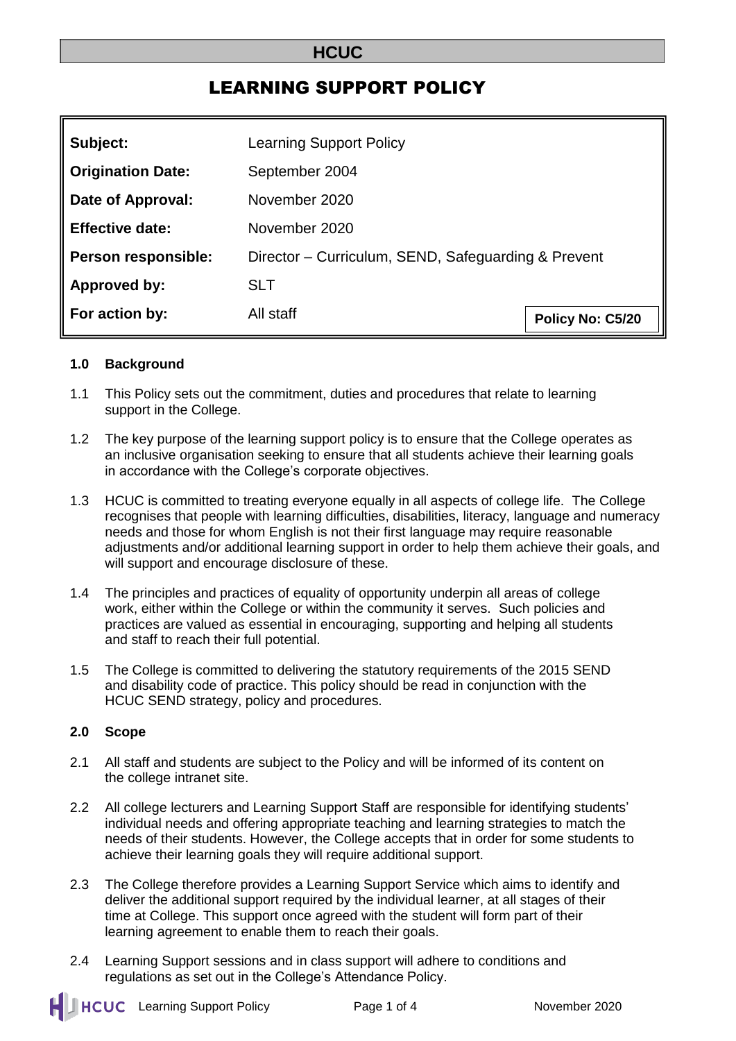# HCUC

# LEARNING SUPPORT POLICY

| | | |
|---|---|---|
| **Subject:** | Learning Support Policy | |
| **Origination Date:** | September 2004 | |
| **Date of Approval:** | November 2020 | |
| **Effective date:** | November 2020 | |
| **Person responsible:** | Director – Curriculum, SEND, Safeguarding & Prevent | |
| **Approved by:** | SLT | |
| **For action by:** | All staff | **Policy No: C5/20** |

## 1.0 Background

1.1 This Policy sets out the commitment, duties and procedures that relate to learning support in the College.

1.2 The key purpose of the learning support policy is to ensure that the College operates as an inclusive organisation seeking to ensure that all students achieve their learning goals in accordance with the College's corporate objectives.

1.3 HCUC is committed to treating everyone equally in all aspects of college life. The College recognises that people with learning difficulties, disabilities, literacy, language and numeracy needs and those for whom English is not their first language may require reasonable adjustments and/or additional learning support in order to help them achieve their goals, and will support and encourage disclosure of these.

1.4 The principles and practices of equality of opportunity underpin all areas of college work, either within the College or within the community it serves. Such policies and practices are valued as essential in encouraging, supporting and helping all students and staff to reach their full potential.

1.5 The College is committed to delivering the statutory requirements of the 2015 SEND and disability code of practice. This policy should be read in conjunction with the HCUC SEND strategy, policy and procedures.

## 2.0 Scope

2.1 All staff and students are subject to the Policy and will be informed of its content on the college intranet site.

2.2 All college lecturers and Learning Support Staff are responsible for identifying students' individual needs and offering appropriate teaching and learning strategies to match the needs of their students. However, the College accepts that in order for some students to achieve their learning goals they will require additional support.

2.3 The College therefore provides a Learning Support Service which aims to identify and deliver the additional support required by the individual learner, at all stages of their time at College. This support once agreed with the student will form part of their learning agreement to enable them to reach their goals.

2.4 Learning Support sessions and in class support will adhere to conditions and regulations as set out in the College's Attendance Policy.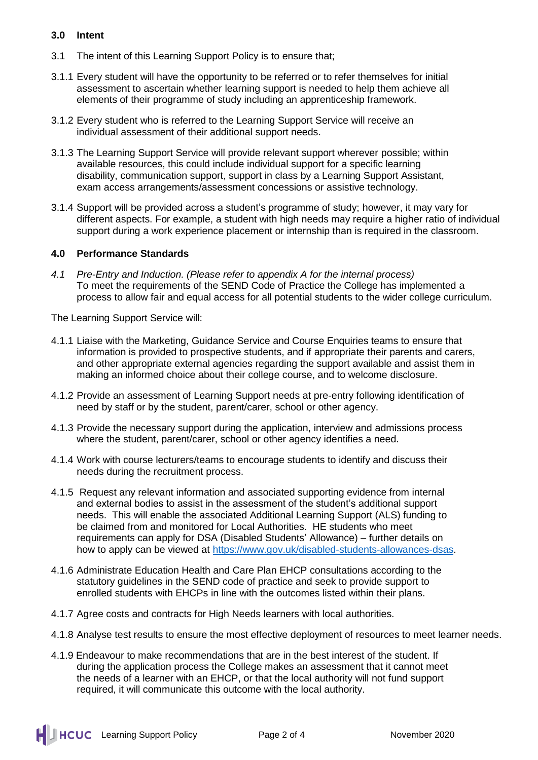## 3.0 Intent

3.1 The intent of this Learning Support Policy is to ensure that;

3.1.1 Every student will have the opportunity to be referred or to refer themselves for initial assessment to ascertain whether learning support is needed to help them achieve all elements of their programme of study including an apprenticeship framework.

3.1.2 Every student who is referred to the Learning Support Service will receive an individual assessment of their additional support needs.

3.1.3 The Learning Support Service will provide relevant support wherever possible; within available resources, this could include individual support for a specific learning disability, communication support, support in class by a Learning Support Assistant, exam access arrangements/assessment concessions or assistive technology.

3.1.4 Support will be provided across a student's programme of study; however, it may vary for different aspects. For example, a student with high needs may require a higher ratio of individual support during a work experience placement or internship than is required in the classroom.

## 4.0 Performance Standards

*4.1 Pre-Entry and Induction. (Please refer to appendix A for the internal process)*
To meet the requirements of the SEND Code of Practice the College has implemented a process to allow fair and equal access for all potential students to the wider college curriculum.

The Learning Support Service will:

4.1.1 Liaise with the Marketing, Guidance Service and Course Enquiries teams to ensure that information is provided to prospective students, and if appropriate their parents and carers, and other appropriate external agencies regarding the support available and assist them in making an informed choice about their college course, and to welcome disclosure.

4.1.2 Provide an assessment of Learning Support needs at pre-entry following identification of need by staff or by the student, parent/carer, school or other agency.

4.1.3 Provide the necessary support during the application, interview and admissions process where the student, parent/carer, school or other agency identifies a need.

4.1.4 Work with course lecturers/teams to encourage students to identify and discuss their needs during the recruitment process.

4.1.5 Request any relevant information and associated supporting evidence from internal and external bodies to assist in the assessment of the student's additional support needs. This will enable the associated Additional Learning Support (ALS) funding to be claimed from and monitored for Local Authorities. HE students who meet requirements can apply for DSA (Disabled Students' Allowance) – further details on how to apply can be viewed at https://www.gov.uk/disabled-students-allowances-dsas.

4.1.6 Administrate Education Health and Care Plan EHCP consultations according to the statutory guidelines in the SEND code of practice and seek to provide support to enrolled students with EHCPs in line with the outcomes listed within their plans.

4.1.7 Agree costs and contracts for High Needs learners with local authorities.

4.1.8 Analyse test results to ensure the most effective deployment of resources to meet learner needs.

4.1.9 Endeavour to make recommendations that are in the best interest of the student. If during the application process the College makes an assessment that it cannot meet the needs of a learner with an EHCP, or that the local authority will not fund support required, it will communicate this outcome with the local authority.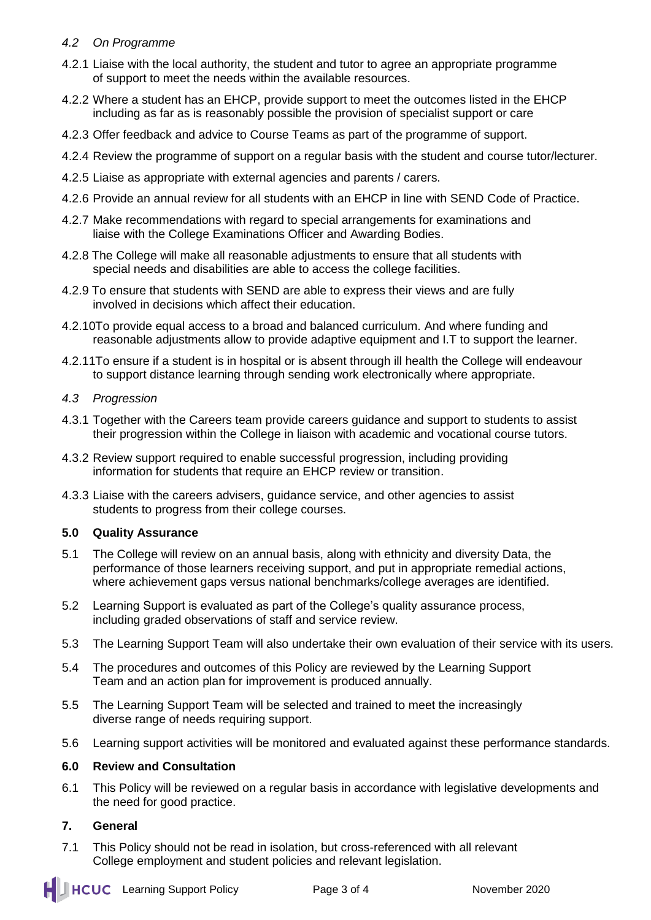### *4.2 On Programme*

4.2.1 Liaise with the local authority, the student and tutor to agree an appropriate programme of support to meet the needs within the available resources.

4.2.2 Where a student has an EHCP, provide support to meet the outcomes listed in the EHCP including as far as is reasonably possible the provision of specialist support or care

4.2.3 Offer feedback and advice to Course Teams as part of the programme of support.

4.2.4 Review the programme of support on a regular basis with the student and course tutor/lecturer.

4.2.5 Liaise as appropriate with external agencies and parents / carers.

4.2.6 Provide an annual review for all students with an EHCP in line with SEND Code of Practice.

4.2.7 Make recommendations with regard to special arrangements for examinations and liaise with the College Examinations Officer and Awarding Bodies.

4.2.8 The College will make all reasonable adjustments to ensure that all students with special needs and disabilities are able to access the college facilities.

4.2.9 To ensure that students with SEND are able to express their views and are fully involved in decisions which affect their education.

4.2.10To provide equal access to a broad and balanced curriculum. And where funding and reasonable adjustments allow to provide adaptive equipment and I.T to support the learner.

4.2.11To ensure if a student is in hospital or is absent through ill health the College will endeavour to support distance learning through sending work electronically where appropriate.

### *4.3 Progression*

4.3.1 Together with the Careers team provide careers guidance and support to students to assist their progression within the College in liaison with academic and vocational course tutors.

4.3.2 Review support required to enable successful progression, including providing information for students that require an EHCP review or transition.

4.3.3 Liaise with the careers advisers, guidance service, and other agencies to assist students to progress from their college courses.

## 5.0 Quality Assurance

5.1 The College will review on an annual basis, along with ethnicity and diversity Data, the performance of those learners receiving support, and put in appropriate remedial actions, where achievement gaps versus national benchmarks/college averages are identified.

5.2 Learning Support is evaluated as part of the College's quality assurance process, including graded observations of staff and service review.

5.3 The Learning Support Team will also undertake their own evaluation of their service with its users.

5.4 The procedures and outcomes of this Policy are reviewed by the Learning Support Team and an action plan for improvement is produced annually.

5.5 The Learning Support Team will be selected and trained to meet the increasingly diverse range of needs requiring support.

5.6 Learning support activities will be monitored and evaluated against these performance standards.

## 6.0 Review and Consultation

6.1 This Policy will be reviewed on a regular basis in accordance with legislative developments and the need for good practice.

## 7. General

7.1 This Policy should not be read in isolation, but cross-referenced with all relevant College employment and student policies and relevant legislation.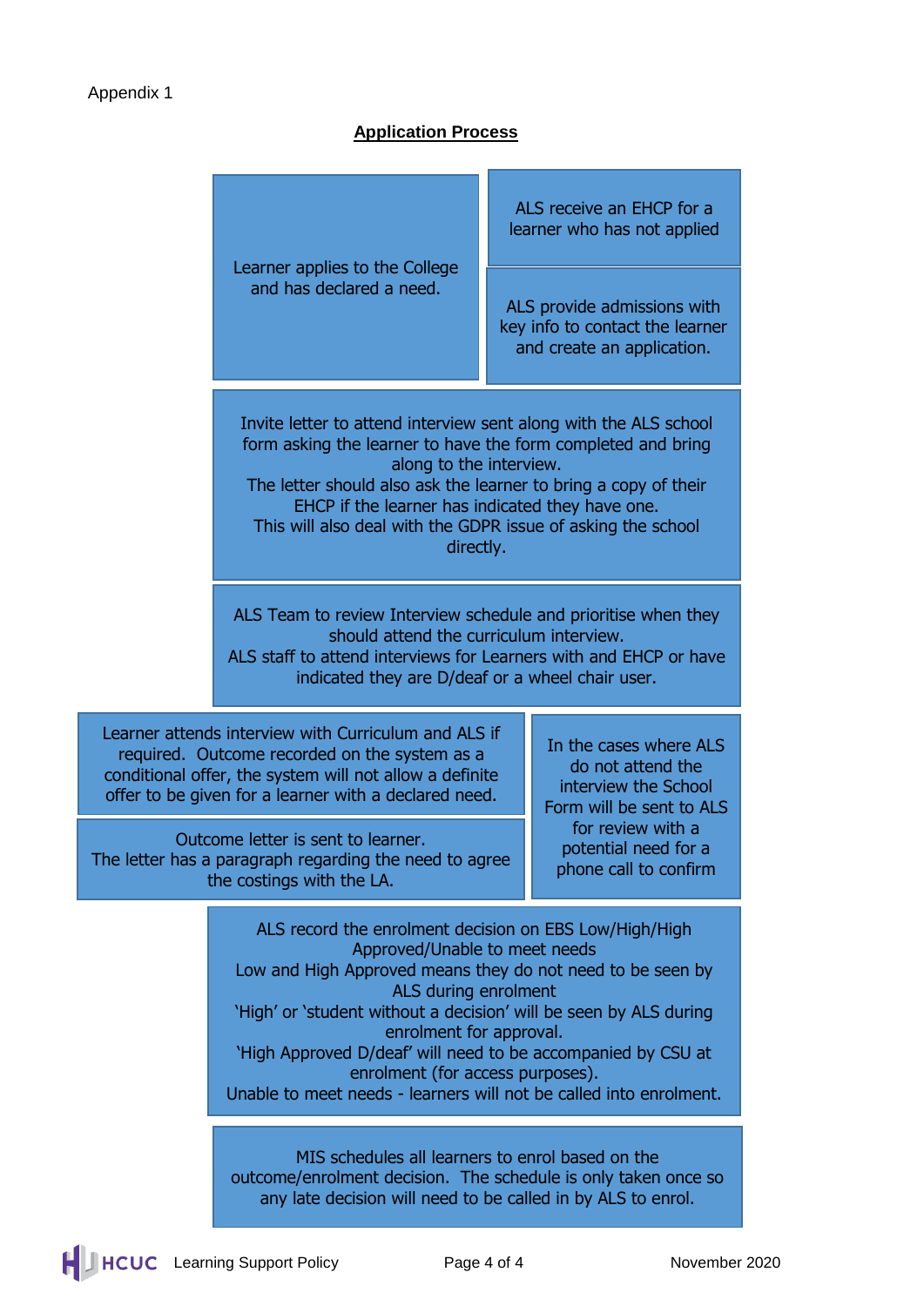Appendix 1

## Application Process

Learner applies to the College and has declared a need.

ALS receive an EHCP for a learner who has not applied

ALS provide admissions with key info to contact the learner and create an application.

Invite letter to attend interview sent along with the ALS school form asking the learner to have the form completed and bring along to the interview.
The letter should also ask the learner to bring a copy of their EHCP if the learner has indicated they have one.
This will also deal with the GDPR issue of asking the school directly.

ALS Team to review Interview schedule and prioritise when they should attend the curriculum interview.
ALS staff to attend interviews for Learners with and EHCP or have indicated they are D/deaf or a wheel chair user.

Learner attends interview with Curriculum and ALS if required. Outcome recorded on the system as a conditional offer, the system will not allow a definite offer to be given for a learner with a declared need.

Outcome letter is sent to learner.
The letter has a paragraph regarding the need to agree the costings with the LA.

In the cases where ALS do not attend the interview the School Form will be sent to ALS for review with a potential need for a phone call to confirm

ALS record the enrolment decision on EBS Low/High/High Approved/Unable to meet needs
Low and High Approved means they do not need to be seen by ALS during enrolment
'High' or 'student without a decision' will be seen by ALS during enrolment for approval.
'High Approved D/deaf' will need to be accompanied by CSU at enrolment (for access purposes).
Unable to meet needs - learners will not be called into enrolment.

MIS schedules all learners to enrol based on the outcome/enrolment decision. The schedule is only taken once so any late decision will need to be called in by ALS to enrol.